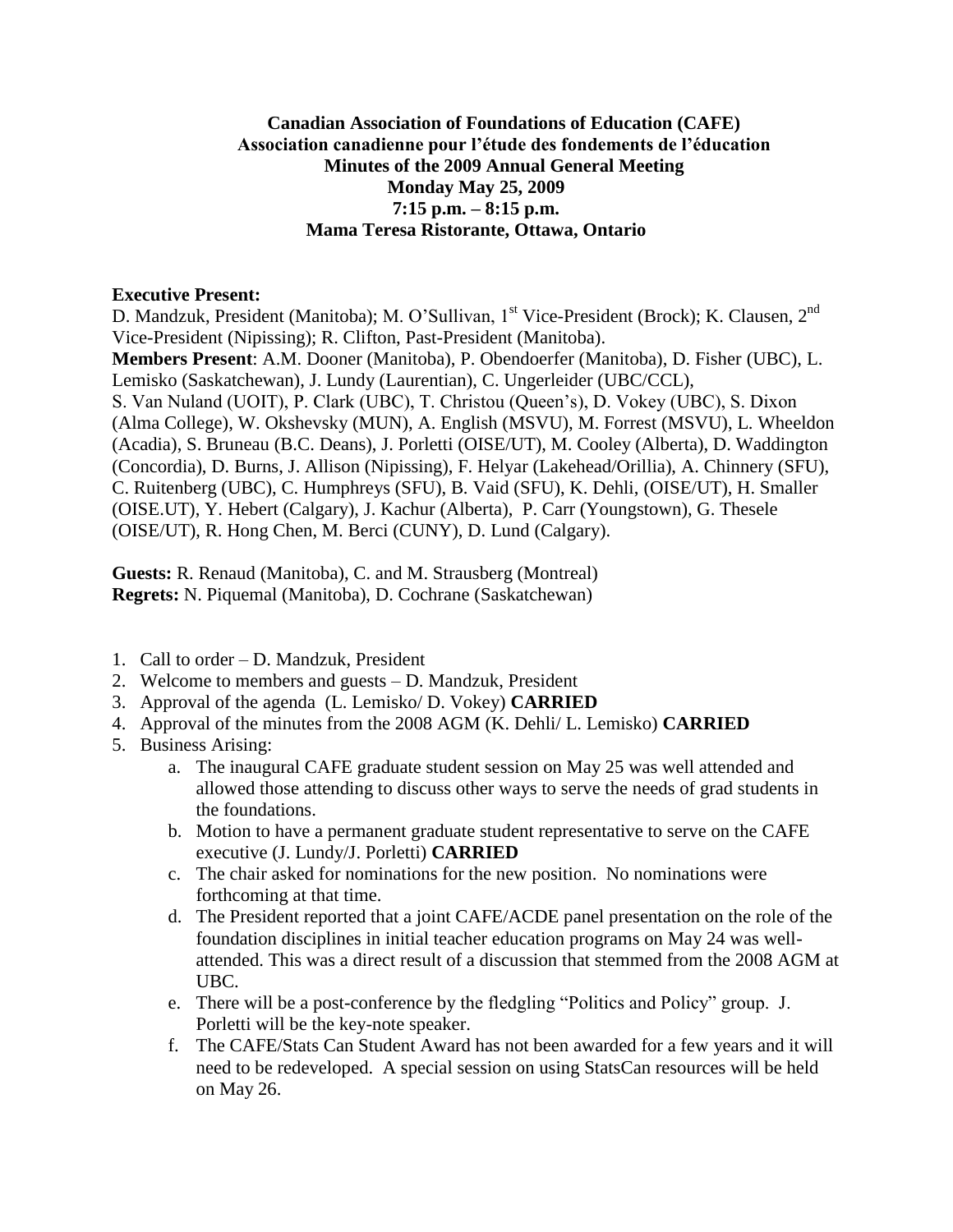**Canadian Association of Foundations of Education (CAFE)**
**Association canadienne pour l'étude des fondements de l'éducation**
**Minutes of the 2009 Annual General Meeting**
**Monday May 25, 2009**
**7:15 p.m. – 8:15 p.m.**
**Mama Teresa Ristorante, Ottawa, Ontario**

**Executive Present:**
D. Mandzuk, President (Manitoba); M. O'Sullivan, 1st Vice-President (Brock); K. Clausen, 2nd Vice-President (Nipissing); R. Clifton, Past-President (Manitoba).
**Members Present**: A.M. Dooner (Manitoba), P. Obendoerfer (Manitoba), D. Fisher (UBC), L. Lemisko (Saskatchewan), J. Lundy (Laurentian), C. Ungerleider (UBC/CCL), S. Van Nuland (UOIT), P. Clark (UBC), T. Christou (Queen's), D. Vokey (UBC), S. Dixon (Alma College), W. Okshevsky (MUN), A. English (MSVU), M. Forrest (MSVU), L. Wheeldon (Acadia), S. Bruneau (B.C. Deans), J. Porletti (OISE/UT), M. Cooley (Alberta), D. Waddington (Concordia), D. Burns, J. Allison (Nipissing), F. Helyar (Lakehead/Orillia), A. Chinnery (SFU), C. Ruitenberg (UBC), C. Humphreys (SFU), B. Vaid (SFU), K. Dehli, (OISE/UT), H. Smaller (OISE.UT), Y. Hebert (Calgary), J. Kachur (Alberta), P. Carr (Youngstown), G. Thesele (OISE/UT), R. Hong Chen, M. Berci (CUNY), D. Lund (Calgary).

**Guests:** R. Renaud (Manitoba), C. and M. Strausberg (Montreal)
**Regrets:** N. Piquemal (Manitoba), D. Cochrane (Saskatchewan)

1. Call to order – D. Mandzuk, President
2. Welcome to members and guests – D. Mandzuk, President
3. Approval of the agenda (L. Lemisko/ D. Vokey) **CARRIED**
4. Approval of the minutes from the 2008 AGM (K. Dehli/ L. Lemisko) **CARRIED**
5. Business Arising:
    a. The inaugural CAFE graduate student session on May 25 was well attended and allowed those attending to discuss other ways to serve the needs of grad students in the foundations.
    b. Motion to have a permanent graduate student representative to serve on the CAFE executive (J. Lundy/J. Porletti) **CARRIED**
    c. The chair asked for nominations for the new position. No nominations were forthcoming at that time.
    d. The President reported that a joint CAFE/ACDE panel presentation on the role of the foundation disciplines in initial teacher education programs on May 24 was well-attended. This was a direct result of a discussion that stemmed from the 2008 AGM at UBC.
    e. There will be a post-conference by the fledgling "Politics and Policy" group. J. Porletti will be the key-note speaker.
    f. The CAFE/Stats Can Student Award has not been awarded for a few years and it will need to be redeveloped. A special session on using StatsCan resources will be held on May 26.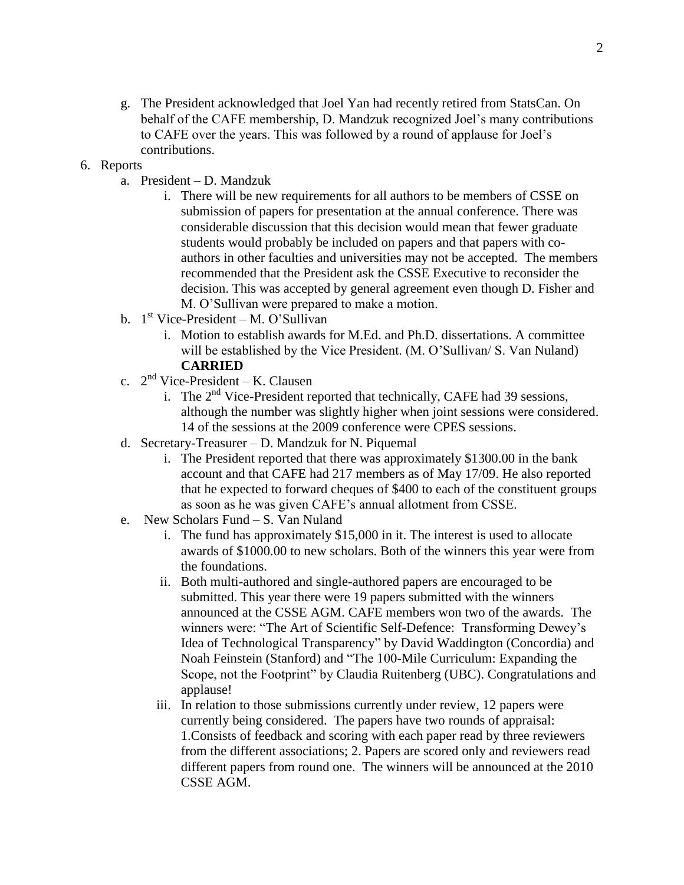g. The President acknowledged that Joel Yan had recently retired from StatsCan. On behalf of the CAFE membership, D. Mandzuk recognized Joel's many contributions to CAFE over the years. This was followed by a round of applause for Joel's contributions.

6. Reports
   a. President – D. Mandzuk
      i. There will be new requirements for all authors to be members of CSSE on submission of papers for presentation at the annual conference. There was considerable discussion that this decision would mean that fewer graduate students would probably be included on papers and that papers with co-authors in other faculties and universities may not be accepted. The members recommended that the President ask the CSSE Executive to reconsider the decision. This was accepted by general agreement even though D. Fisher and M. O'Sullivan were prepared to make a motion.
   b. 1st Vice-President – M. O'Sullivan
      i. Motion to establish awards for M.Ed. and Ph.D. dissertations. A committee will be established by the Vice President. (M. O'Sullivan/ S. Van Nuland) **CARRIED**
   c. 2nd Vice-President – K. Clausen
      i. The 2nd Vice-President reported that technically, CAFE had 39 sessions, although the number was slightly higher when joint sessions were considered. 14 of the sessions at the 2009 conference were CPES sessions.
   d. Secretary-Treasurer – D. Mandzuk for N. Piquemal
      i. The President reported that there was approximately $1300.00 in the bank account and that CAFE had 217 members as of May 17/09. He also reported that he expected to forward cheques of $400 to each of the constituent groups as soon as he was given CAFE's annual allotment from CSSE.
   e. New Scholars Fund – S. Van Nuland
      i. The fund has approximately $15,000 in it. The interest is used to allocate awards of $1000.00 to new scholars. Both of the winners this year were from the foundations.
      ii. Both multi-authored and single-authored papers are encouraged to be submitted. This year there were 19 papers submitted with the winners announced at the CSSE AGM. CAFE members won two of the awards. The winners were: "The Art of Scientific Self-Defence: Transforming Dewey's Idea of Technological Transparency" by David Waddington (Concordia) and Noah Feinstein (Stanford) and "The 100-Mile Curriculum: Expanding the Scope, not the Footprint" by Claudia Ruitenberg (UBC). Congratulations and applause!
      iii. In relation to those submissions currently under review, 12 papers were currently being considered. The papers have two rounds of appraisal: 1.Consists of feedback and scoring with each paper read by three reviewers from the different associations; 2. Papers are scored only and reviewers read different papers from round one. The winners will be announced at the 2010 CSSE AGM.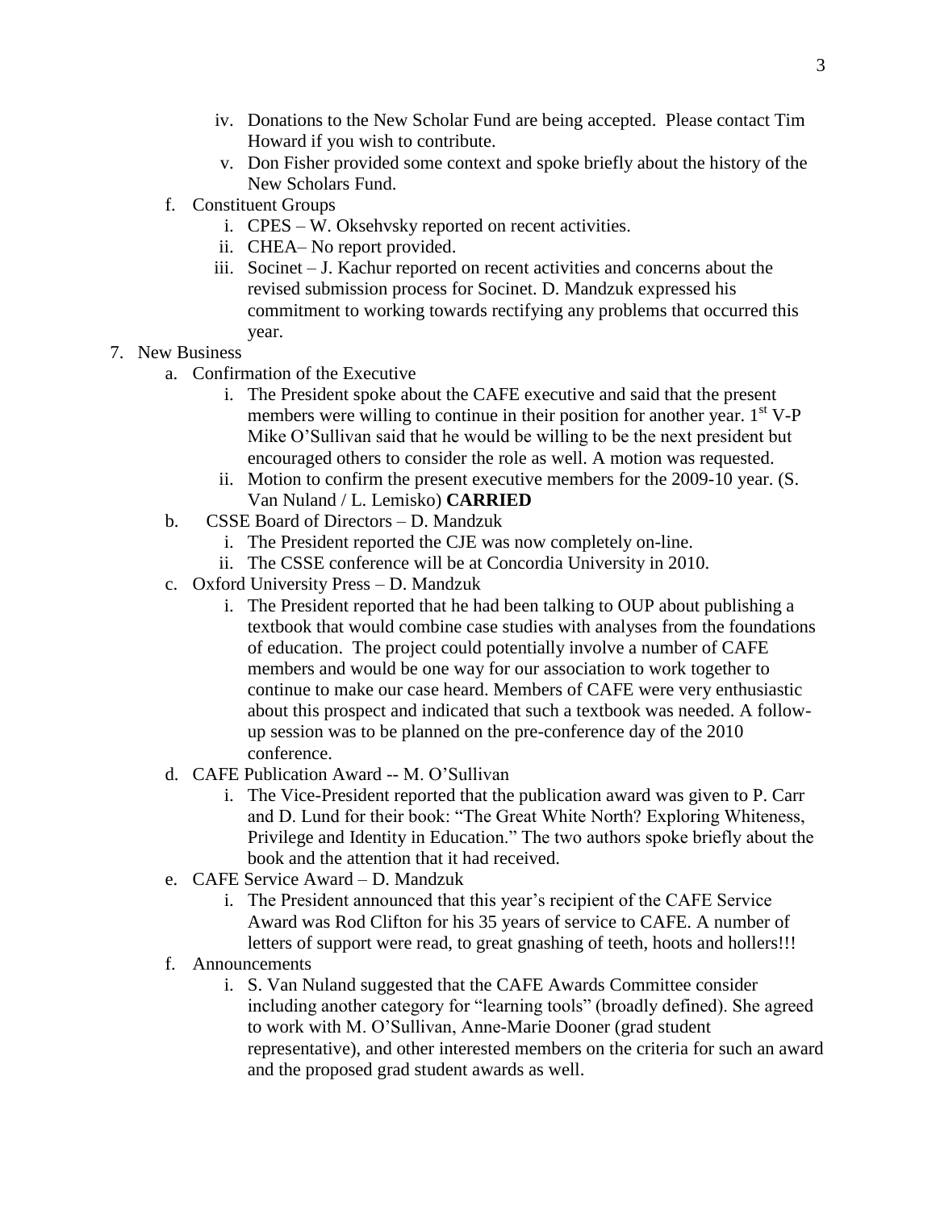iv. Donations to the New Scholar Fund are being accepted. Please contact Tim Howard if you wish to contribute.
   v. Don Fisher provided some context and spoke briefly about the history of the New Scholars Fund.

f. Constituent Groups
   i. CPES – W. Oksehvsky reported on recent activities.
   ii. CHEA– No report provided.
   iii. Socinet – J. Kachur reported on recent activities and concerns about the revised submission process for Socinet. D. Mandzuk expressed his commitment to working towards rectifying any problems that occurred this year.

7. New Business
   a. Confirmation of the Executive
      i. The President spoke about the CAFE executive and said that the present members were willing to continue in their position for another year. 1st V-P Mike O'Sullivan said that he would be willing to be the next president but encouraged others to consider the role as well. A motion was requested.
      ii. Motion to confirm the present executive members for the 2009-10 year. (S. Van Nuland / L. Lemisko) **CARRIED**
   b. CSSE Board of Directors – D. Mandzuk
      i. The President reported the CJE was now completely on-line.
      ii. The CSSE conference will be at Concordia University in 2010.
   c. Oxford University Press – D. Mandzuk
      i. The President reported that he had been talking to OUP about publishing a textbook that would combine case studies with analyses from the foundations of education. The project could potentially involve a number of CAFE members and would be one way for our association to work together to continue to make our case heard. Members of CAFE were very enthusiastic about this prospect and indicated that such a textbook was needed. A follow-up session was to be planned on the pre-conference day of the 2010 conference.
   d. CAFE Publication Award -- M. O'Sullivan
      i. The Vice-President reported that the publication award was given to P. Carr and D. Lund for their book: "The Great White North? Exploring Whiteness, Privilege and Identity in Education." The two authors spoke briefly about the book and the attention that it had received.
   e. CAFE Service Award – D. Mandzuk
      i. The President announced that this year's recipient of the CAFE Service Award was Rod Clifton for his 35 years of service to CAFE. A number of letters of support were read, to great gnashing of teeth, hoots and hollers!!!
   f. Announcements
      i. S. Van Nuland suggested that the CAFE Awards Committee consider including another category for "learning tools" (broadly defined). She agreed to work with M. O'Sullivan, Anne-Marie Dooner (grad student representative), and other interested members on the criteria for such an award and the proposed grad student awards as well.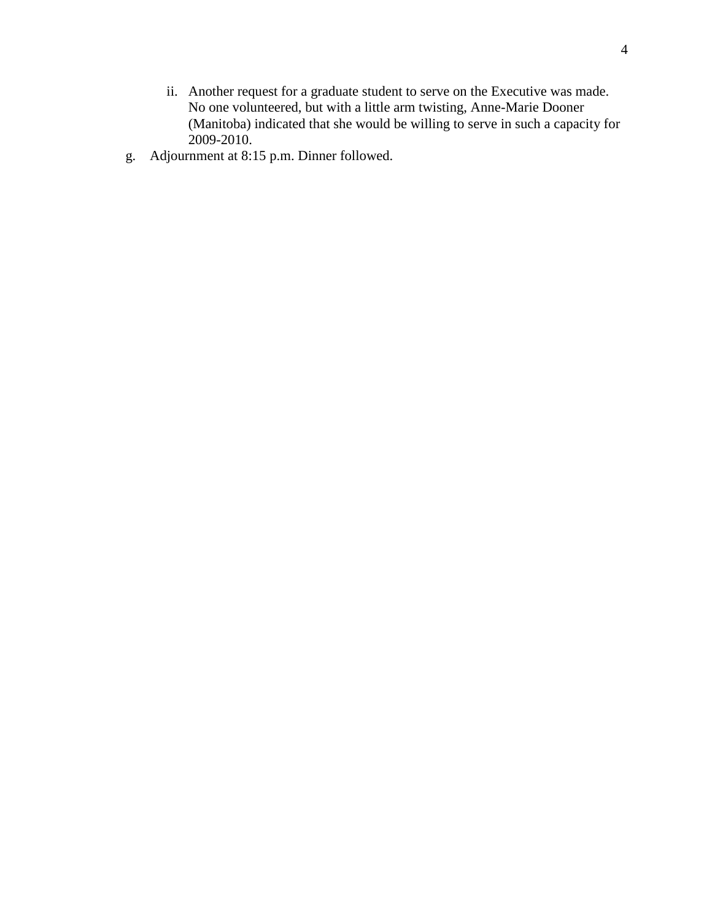ii. Another request for a graduate student to serve on the Executive was made. No one volunteered, but with a little arm twisting, Anne-Marie Dooner (Manitoba) indicated that she would be willing to serve in such a capacity for 2009-2010.

g. Adjournment at 8:15 p.m. Dinner followed.